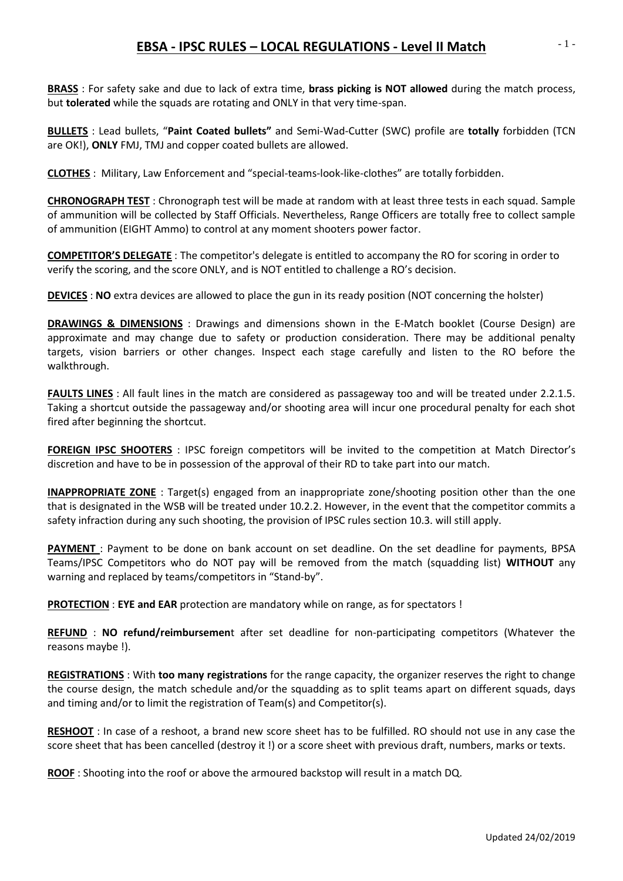# EBSA - IPSC RULES – LOCAL REGULATIONS - Level II Match

**BRASS** : For safety sake and due to lack of extra time, **brass picking is NOT allowed** during the match process, but **tolerated** while the squads are rotating and ONLY in that very time-span.

**BULLETS** : Lead bullets, "**Paint Coated bullets"** and Semi-Wad-Cutter (SWC) profile are **totally** forbidden (TCN are OK!), **ONLY** FMJ, TMJ and copper coated bullets are allowed.

**CLOTHES** : Military, Law Enforcement and "special-teams-look-like-clothes" are totally forbidden.

**CHRONOGRAPH TEST** : Chronograph test will be made at random with at least three tests in each squad. Sample of ammunition will be collected by Staff Officials. Nevertheless, Range Officers are totally free to collect sample of ammunition (EIGHT Ammo) to control at any moment shooters power factor.

**COMPETITOR'S DELEGATE** : The competitor's delegate is entitled to accompany the RO for scoring in order to verify the scoring, and the score ONLY, and is NOT entitled to challenge a RO's decision.

**DEVICES** : **NO** extra devices are allowed to place the gun in its ready position (NOT concerning the holster)

**DRAWINGS & DIMENSIONS** : Drawings and dimensions shown in the E-Match booklet (Course Design) are approximate and may change due to safety or production consideration. There may be additional penalty targets, vision barriers or other changes. Inspect each stage carefully and listen to the RO before the walkthrough.

**FAULTS LINES** : All fault lines in the match are considered as passageway too and will be treated under 2.2.1.5. Taking a shortcut outside the passageway and/or shooting area will incur one procedural penalty for each shot fired after beginning the shortcut.

**FOREIGN IPSC SHOOTERS** : IPSC foreign competitors will be invited to the competition at Match Director's discretion and have to be in possession of the approval of their RD to take part into our match.

**INAPPROPRIATE ZONE** : Target(s) engaged from an inappropriate zone/shooting position other than the one that is designated in the WSB will be treated under 10.2.2. However, in the event that the competitor commits a safety infraction during any such shooting, the provision of IPSC rules section 10.3. will still apply.

**PAYMENT** : Payment to be done on bank account on set deadline. On the set deadline for payments, BPSA Teams/IPSC Competitors who do NOT pay will be removed from the match (squadding list) **WITHOUT** any warning and replaced by teams/competitors in "Stand-by".

**PROTECTION** : **EYE and EAR** protection are mandatory while on range, as for spectators !

**REFUND** : **NO refund/reimbursemen**t after set deadline for non-participating competitors (Whatever the reasons maybe !).

**REGISTRATIONS** : With **too many registrations** for the range capacity, the organizer reserves the right to change the course design, the match schedule and/or the squadding as to split teams apart on different squads, days and timing and/or to limit the registration of Team(s) and Competitor(s).

**RESHOOT** : In case of a reshoot, a brand new score sheet has to be fulfilled. RO should not use in any case the score sheet that has been cancelled (destroy it !) or a score sheet with previous draft, numbers, marks or texts.

**ROOF** : Shooting into the roof or above the armoured backstop will result in a match DQ.

Updated 24/02/2019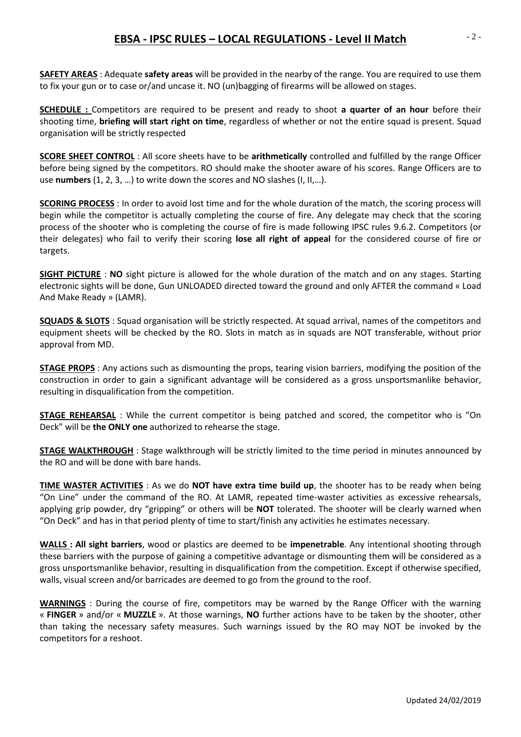# EBSA - IPSC RULES – LOCAL REGULATIONS - Level II Match

**SAFETY AREAS** : Adequate **safety areas** will be provided in the nearby of the range. You are required to use them to fix your gun or to case or/and uncase it. NO (un)bagging of firearms will be allowed on stages.

**SCHEDULE :** Competitors are required to be present and ready to shoot **a quarter of an hour** before their shooting time, **briefing will start right on time**, regardless of whether or not the entire squad is present. Squad organisation will be strictly respected

**SCORE SHEET CONTROL** : All score sheets have to be **arithmetically** controlled and fulfilled by the range Officer before being signed by the competitors. RO should make the shooter aware of his scores. Range Officers are to use **numbers** (1, 2, 3, …) to write down the scores and NO slashes (I, II,…).

**SCORING PROCESS** : In order to avoid lost time and for the whole duration of the match, the scoring process will begin while the competitor is actually completing the course of fire. Any delegate may check that the scoring process of the shooter who is completing the course of fire is made following IPSC rules 9.6.2. Competitors (or their delegates) who fail to verify their scoring **lose all right of appeal** for the considered course of fire or targets.

**SIGHT PICTURE** : **NO** sight picture is allowed for the whole duration of the match and on any stages. Starting electronic sights will be done, Gun UNLOADED directed toward the ground and only AFTER the command « Load And Make Ready » (LAMR).

**SQUADS & SLOTS** : Squad organisation will be strictly respected. At squad arrival, names of the competitors and equipment sheets will be checked by the RO. Slots in match as in squads are NOT transferable, without prior approval from MD.

**STAGE PROPS** : Any actions such as dismounting the props, tearing vision barriers, modifying the position of the construction in order to gain a significant advantage will be considered as a gross unsportsmanlike behavior, resulting in disqualification from the competition.

**STAGE REHEARSAL** : While the current competitor is being patched and scored, the competitor who is "On Deck" will be **the ONLY one** authorized to rehearse the stage.

**STAGE WALKTHROUGH** : Stage walkthrough will be strictly limited to the time period in minutes announced by the RO and will be done with bare hands.

**TIME WASTER ACTIVITIES** : As we do **NOT have extra time build up**, the shooter has to be ready when being "On Line" under the command of the RO. At LAMR, repeated time-waster activities as excessive rehearsals, applying grip powder, dry "gripping" or others will be **NOT** tolerated. The shooter will be clearly warned when "On Deck" and has in that period plenty of time to start/finish any activities he estimates necessary.

**WALLS : All sight barriers**, wood or plastics are deemed to be **impenetrable**. Any intentional shooting through these barriers with the purpose of gaining a competitive advantage or dismounting them will be considered as a gross unsportsmanlike behavior, resulting in disqualification from the competition. Except if otherwise specified, walls, visual screen and/or barricades are deemed to go from the ground to the roof.

**WARNINGS** : During the course of fire, competitors may be warned by the Range Officer with the warning « **FINGER** » and/or « **MUZZLE** ». At those warnings, **NO** further actions have to be taken by the shooter, other than taking the necessary safety measures. Such warnings issued by the RO may NOT be invoked by the competitors for a reshoot.

Updated 24/02/2019